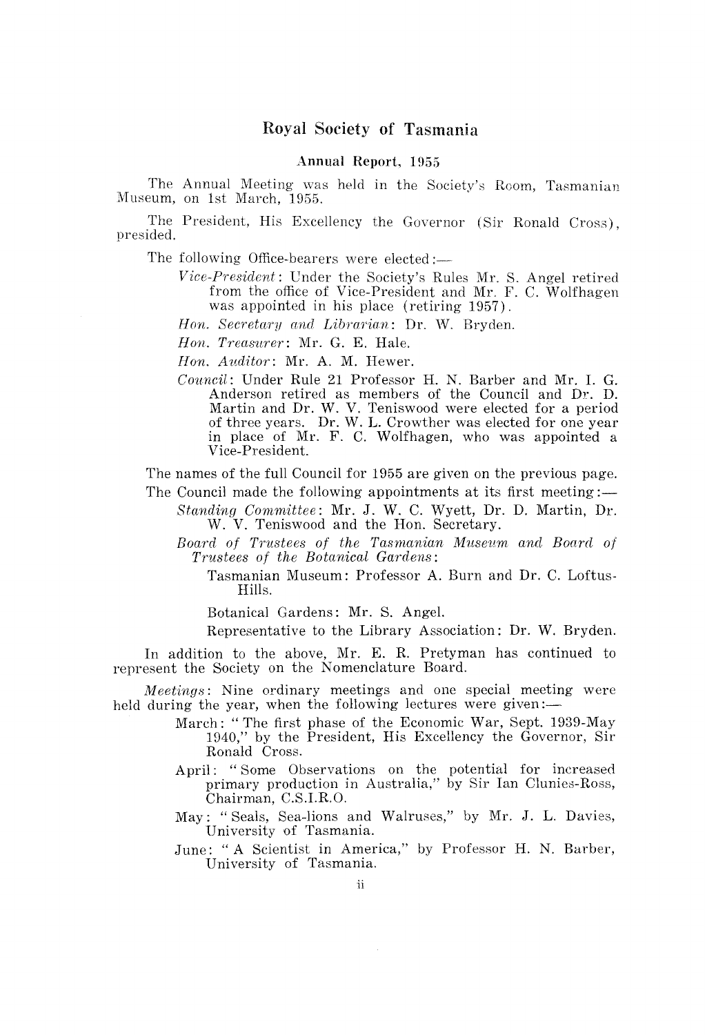# Royal Society of Tasmania

## Annual Report, 1955

The Annual Meeting was held in the Society's Room, Tasmanian Museum, on 1st March, 1955.

The President, His Excellency the Governor (Sir Ronald Cross), presided.

The following Office-bearers were elected:—

*Vice-President*: Under the Society's Rules Mr. S. Angel retired from the office of Vice-President and Mr. F. C. Wolfhagen was appointed in his place (retiring 1957).

*Hon. Secretary and Librarian*: Dr. W. Bryden.

*Hon. Treasurer*: Mr. G. E. Hale.

*Hon. Auditor*: Mr. A. M. Hewer.

*Council*: Under Rule 21 Professor H. N. Barber and Mr. I. G. Anderson retired as members of the Council and Dr. D. Martin and Dr. W. V. Teniswood were elected for a period of three years. Dr. W. L. Crowther was elected for one year in place of Mr. F. C. Wolfhagen, who was appointed a Vice-President.

The names of the full Council for 1955 are given on the previous page.

The Council made the following appointments at its first meeting:—

*Standing Committee*: Mr. J. W. C. Wyett, Dr. D. Martin, Dr. W. V. Teniswood and the Hon. Secretary.

*Board of Trustees of the Tasmanian Museum and Board of Trustees of the Botanical Gardens*:

Tasmanian Museum: Professor A. Burn and Dr. C. Loftus-Hills.

Botanical Gardens: Mr. S. Angel.

Representative to the Library Association: Dr. W. Bryden.

In addition to the above, Mr. E. R. Pretyman has continued to represent the Society on the Nomenclature Board.

*Meetings*: Nine ordinary meetings and one special meeting were held during the year, when the following lectures were given:—

March: "The first phase of the Economic War, Sept. 1939-May 1940," by the President, His Excellency the Governor, Sir Ronald Cross.

April: "Some Observations on the potential for increased primary production in Australia," by Sir Ian Clunies-Ross, Chairman, C.S.I.R.O.

May: "Seals, Sea-lions and Walruses," by Mr. J. L. Davies, University of Tasmania.

June: "A Scientist in America," by Professor H. N. Barber, University of Tasmania.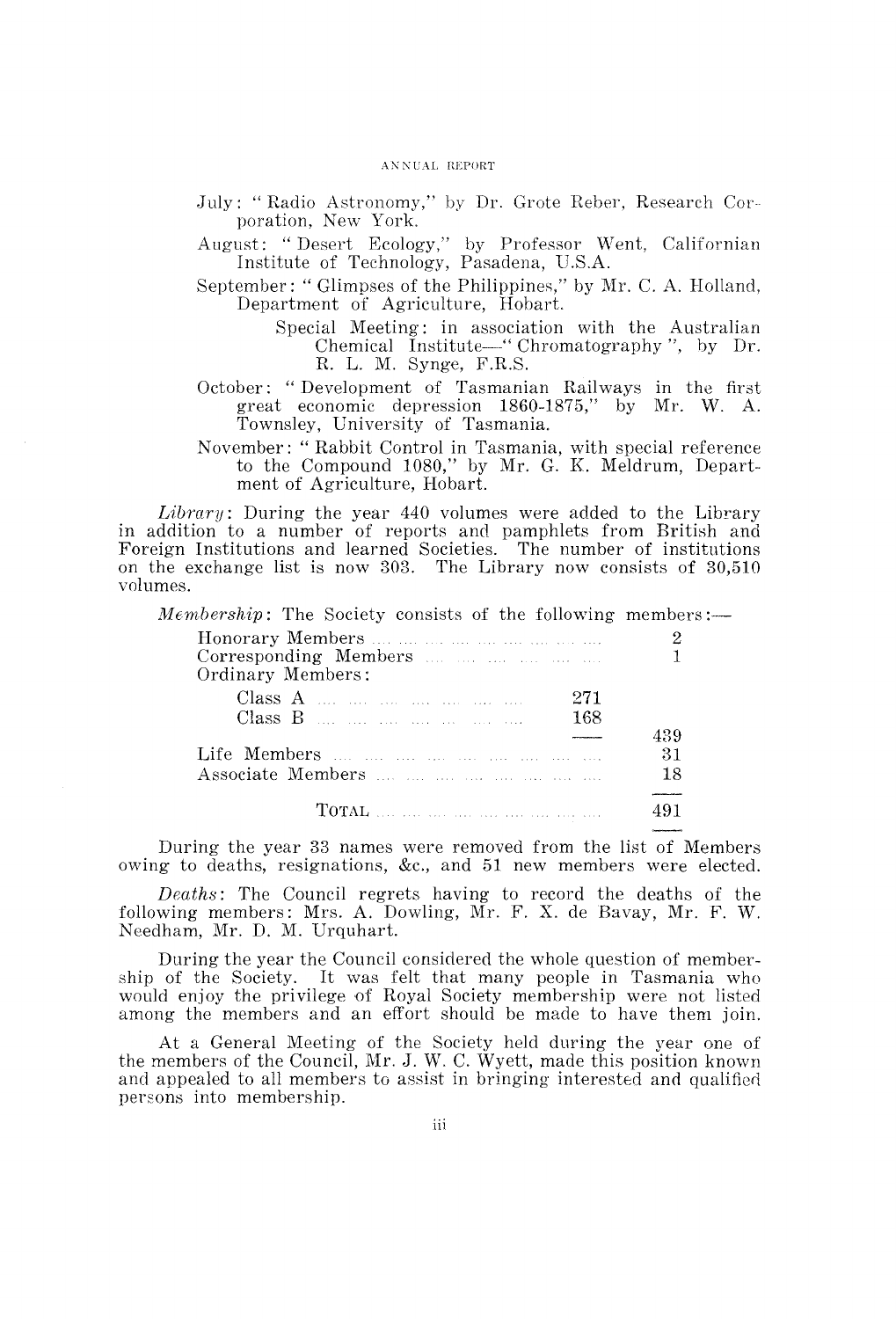July: "Radio Astronomy," by Dr. Grote Reber, Research Corporation, New York.

August: "Desert Ecology," by Professor Went, Californian Institute of Technology, Pasadena, U.S.A.

September: "Glimpses of the Philippines," by Mr. C. A. Holland, Department of Agriculture, Hobart.

> Special Meeting: in association with the Australian Chemical Institute—"Chromatography", by Dr. R. L. M. Synge, F.R.S.

October: "Development of Tasmanian Railways in the first great economic depression 1860-1875," by Mr. W. A. Townsley, University of Tasmania.

November: "Rabbit Control in Tasmania, with special reference to the Compound 1080," by Mr. G. K. Meldrum, Department of Agriculture, Hobart.

*Library*: During the year 440 volumes were added to the Library in addition to a number of reports and pamphlets from British and Foreign Institutions and learned Societies. The number of institutions on the exchange list is now 303. The Library now consists of 30,510 volumes.

*Membership*: The Society consists of the following members:—

| | | |
|---|---|---|
| Honorary Members | | 2 |
| Corresponding Members | | 1 |
| Ordinary Members: | | |
| Class A | 271 | |
| Class B | 168 | |
| | | 439 |
| Life Members | | 31 |
| Associate Members | | 18 |
| TOTAL | | 491 |

During the year 33 names were removed from the list of Members owing to deaths, resignations, &c., and 51 new members were elected.

*Deaths*: The Council regrets having to record the deaths of the following members: Mrs. A. Dowling, Mr. F. X. de Bavay, Mr. F. W. Needham, Mr. D. M. Urquhart.

During the year the Council considered the whole question of membership of the Society. It was felt that many people in Tasmania who would enjoy the privilege of Royal Society membership were not listed among the members and an effort should be made to have them join.

At a General Meeting of the Society held during the year one of the members of the Council, Mr. J. W. C. Wyett, made this position known and appealed to all members to assist in bringing interested and qualified persons into membership.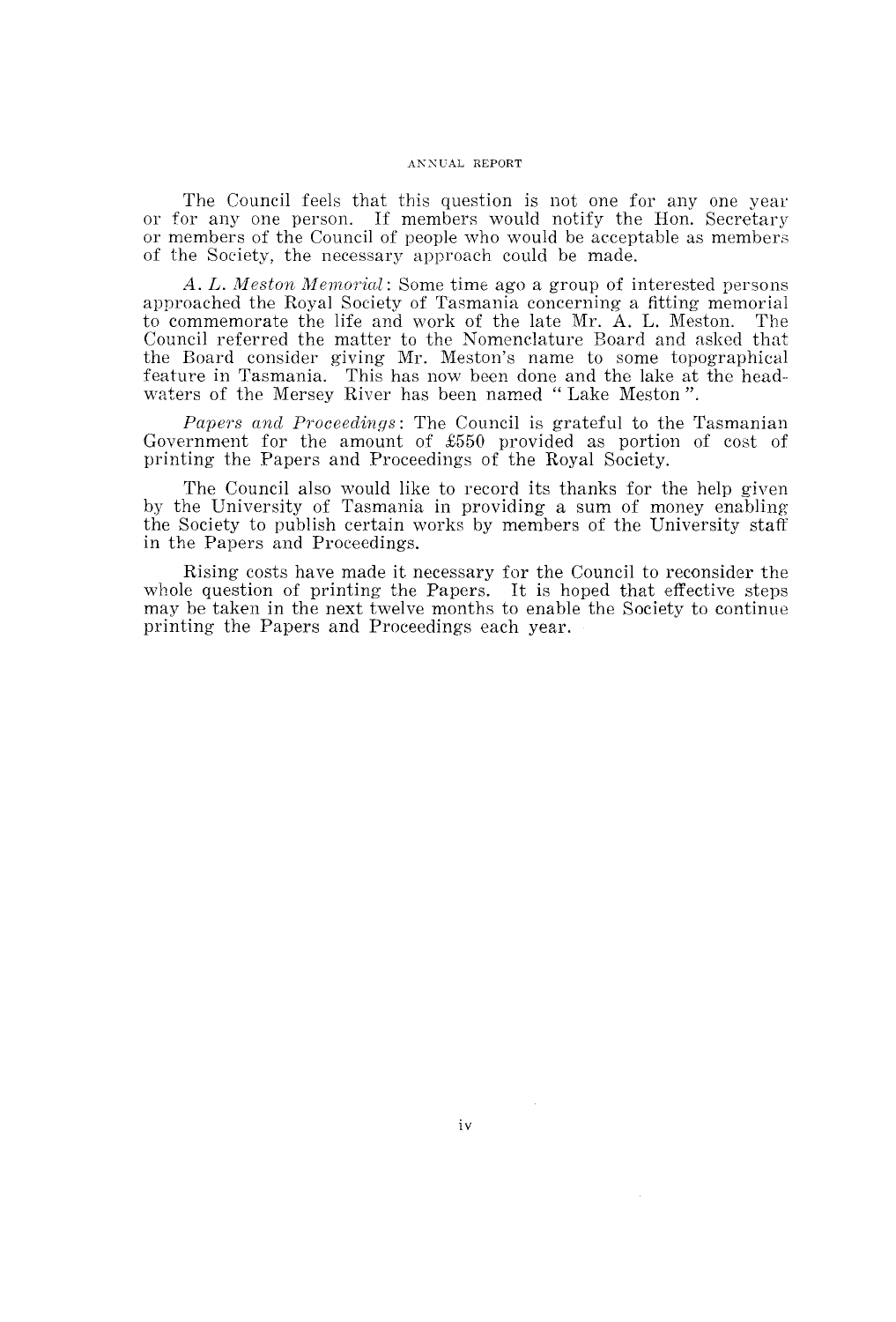The Council feels that this question is not one for any one year or for any one person. If members would notify the Hon. Secretary or members of the Council of people who would be acceptable as members of the Society, the necessary approach could be made.

*A. L. Meston Memorial*: Some time ago a group of interested persons approached the Royal Society of Tasmania concerning a fitting memorial to commemorate the life and work of the late Mr. A. L. Meston. The Council referred the matter to the Nomenclature Board and asked that the Board consider giving Mr. Meston's name to some topographical feature in Tasmania. This has now been done and the lake at the headwaters of the Mersey River has been named " Lake Meston ".

*Papers and Proceedings*: The Council is grateful to the Tasmanian Government for the amount of £550 provided as portion of cost of printing the Papers and Proceedings of the Royal Society.

The Council also would like to record its thanks for the help given by the University of Tasmania in providing a sum of money enabling the Society to publish certain works by members of the University staff in the Papers and Proceedings.

Rising costs have made it necessary for the Council to reconsider the whole question of printing the Papers. It is hoped that effective steps may be taken in the next twelve months to enable the Society to continue printing the Papers and Proceedings each year.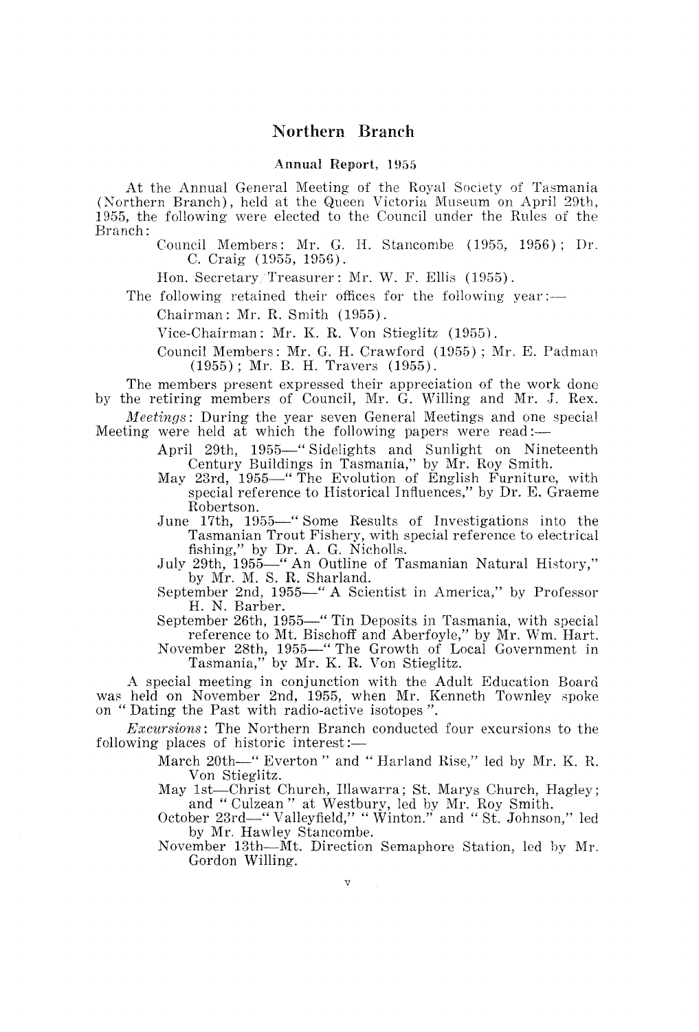## Northern Branch

### Annual Report, 1955

At the Annual General Meeting of the Royal Society of Tasmania (Northern Branch), held at the Queen Victoria Museum on April 29th, 1955, the following were elected to the Council under the Rules of the Branch:

Council Members: Mr. G. H. Stancombe (1955, 1956); Dr. C. Craig (1955, 1956).

Hon. Secretary/Treasurer: Mr. W. F. Ellis (1955).

The following retained their offices for the following year:—

Chairman: Mr. R. Smith (1955).

Vice-Chairman: Mr. K. R. Von Stieglitz (1955).

Council Members: Mr. G. H. Crawford (1955); Mr. E. Padman (1955); Mr. B. H. Travers (1955).

The members present expressed their appreciation of the work done by the retiring members of Council, Mr. G. Willing and Mr. J. Rex.

*Meetings*: During the year seven General Meetings and one special Meeting were held at which the following papers were read:—

April 29th, 1955—" Sidelights and Sunlight on Nineteenth Century Buildings in Tasmania," by Mr. Roy Smith.

May 23rd, 1955—" The Evolution of English Furniture, with special reference to Historical Influences," by Dr. E. Graeme Robertson.

June 17th, 1955—" Some Results of Investigations into the Tasmanian Trout Fishery, with special reference to electrical fishing," by Dr. A. G. Nicholls.

July 29th, 1955—" An Outline of Tasmanian Natural History," by Mr. M. S. R. Sharland.

September 2nd, 1955—" A Scientist in America," by Professor H. N. Barber.

September 26th, 1955—" Tin Deposits in Tasmania, with special reference to Mt. Bischoff and Aberfoyle," by Mr. Wm. Hart.

November 28th, 1955—" The Growth of Local Government in Tasmania," by Mr. K. R. Von Stieglitz.

A special meeting in conjunction with the Adult Education Board was held on November 2nd, 1955, when Mr. Kenneth Townley spoke on " Dating the Past with radio-active isotopes ".

*Excursions*: The Northern Branch conducted four excursions to the following places of historic interest:—

March 20th—" Everton " and " Harland Rise," led by Mr. K. R. Von Stieglitz.

May 1st—Christ Church, Illawarra; St. Marys Church, Hagley; and " Culzean " at Westbury, led by Mr. Roy Smith.

October 23rd—" Valleyfield," " Winton," and " St. Johnson," led by Mr. Hawley Stancombe.

November 13th—Mt. Direction Semaphore Station, led by Mr. Gordon Willing.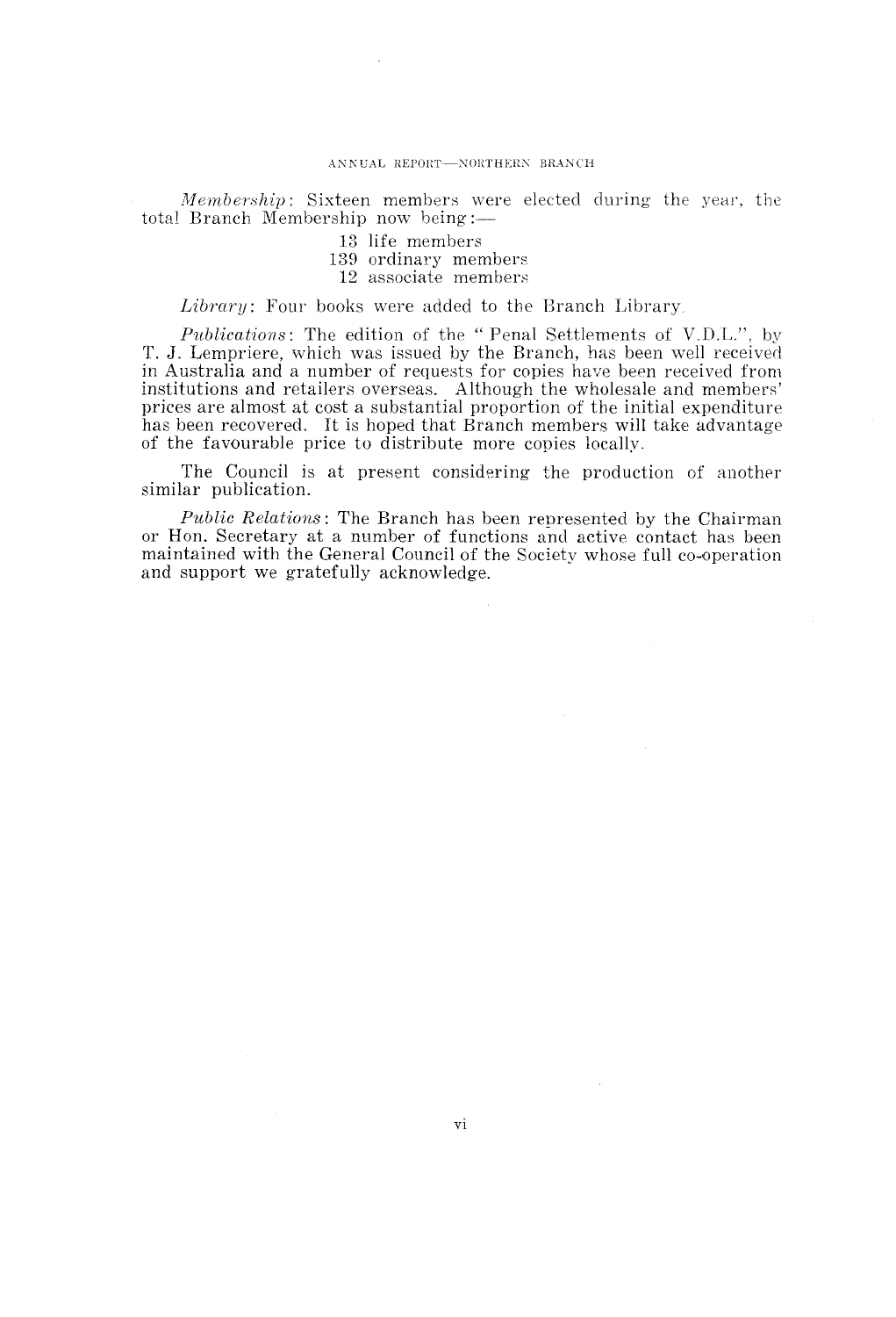*Membership*: Sixteen members were elected during the year, the total Branch Membership now being:—

13 life members
139 ordinary members
12 associate members

*Library*: Four books were added to the Branch Library.

*Publications*: The edition of the "Penal Settlements of V.D.L.", by T. J. Lempriere, which was issued by the Branch, has been well received in Australia and a number of requests for copies have been received from institutions and retailers overseas. Although the wholesale and members' prices are almost at cost a substantial proportion of the initial expenditure has been recovered. It is hoped that Branch members will take advantage of the favourable price to distribute more copies locally.

The Council is at present considering the production of another similar publication.

*Public Relations*: The Branch has been represented by the Chairman or Hon. Secretary at a number of functions and active contact has been maintained with the General Council of the Society whose full co-operation and support we gratefully acknowledge.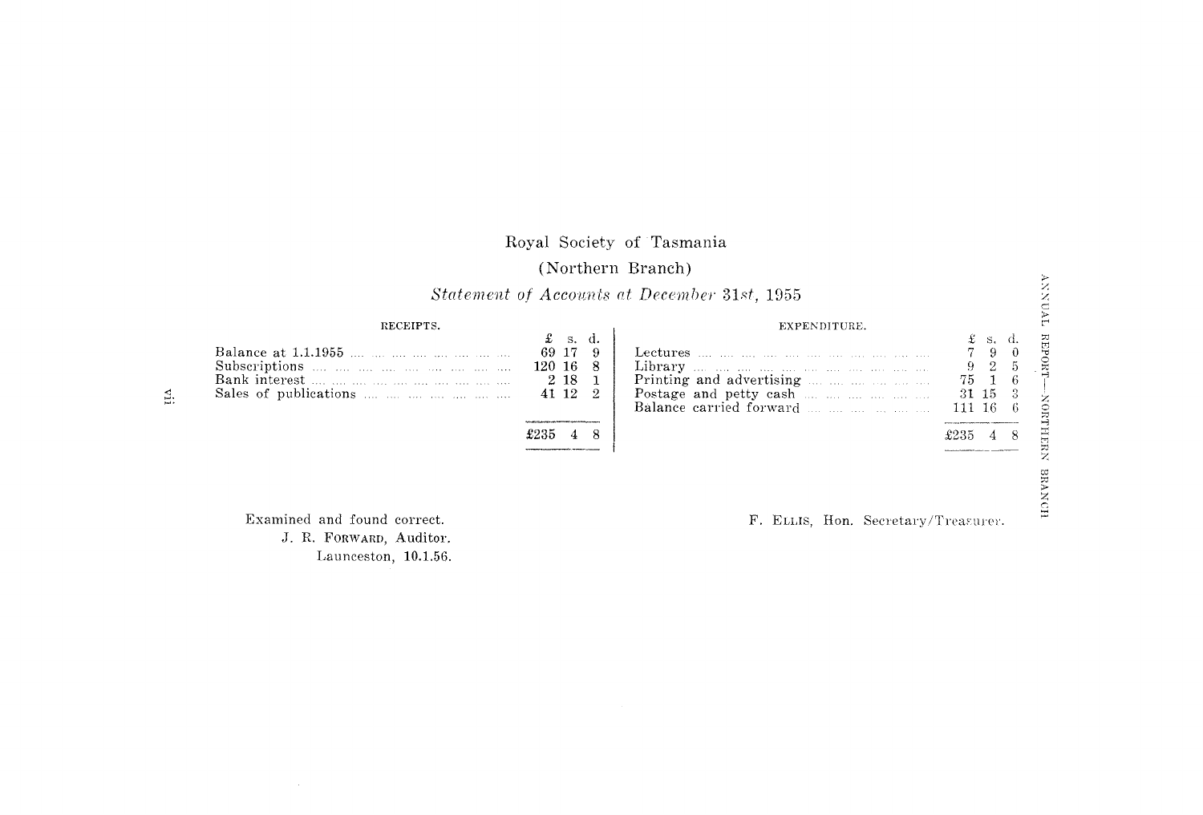# Royal Society of Tasmania

## (Northern Branch)

### *Statement of Accounts at December 31st, 1955*

| RECEIPTS. | £ | s. | d. | EXPENDITURE. | £ | s. | d. |
|---|---|---|---|---|---|---|---|
| Balance at 1.1.1955 | 69 | 17 | 9 | Lectures | 7 | 9 | 0 |
| Subscriptions | 120 | 16 | 8 | Library | 9 | 2 | 5 |
| Bank interest | 2 | 18 | 1 | Printing and advertising | 75 | 1 | 6 |
| Sales of publications | 41 | 12 | 2 | Postage and petty cash | 31 | 15 | 3 |
| | | | | Balance carried forward | 111 | 16 | 6 |
| | £235 | 4 | 8 | | £235 | 4 | 8 |

Examined and found correct.
J. R. FORWARD, Auditor.
Launceston, 10.1.56.

F. ELLIS, Hon. Secretary/Treasurer.